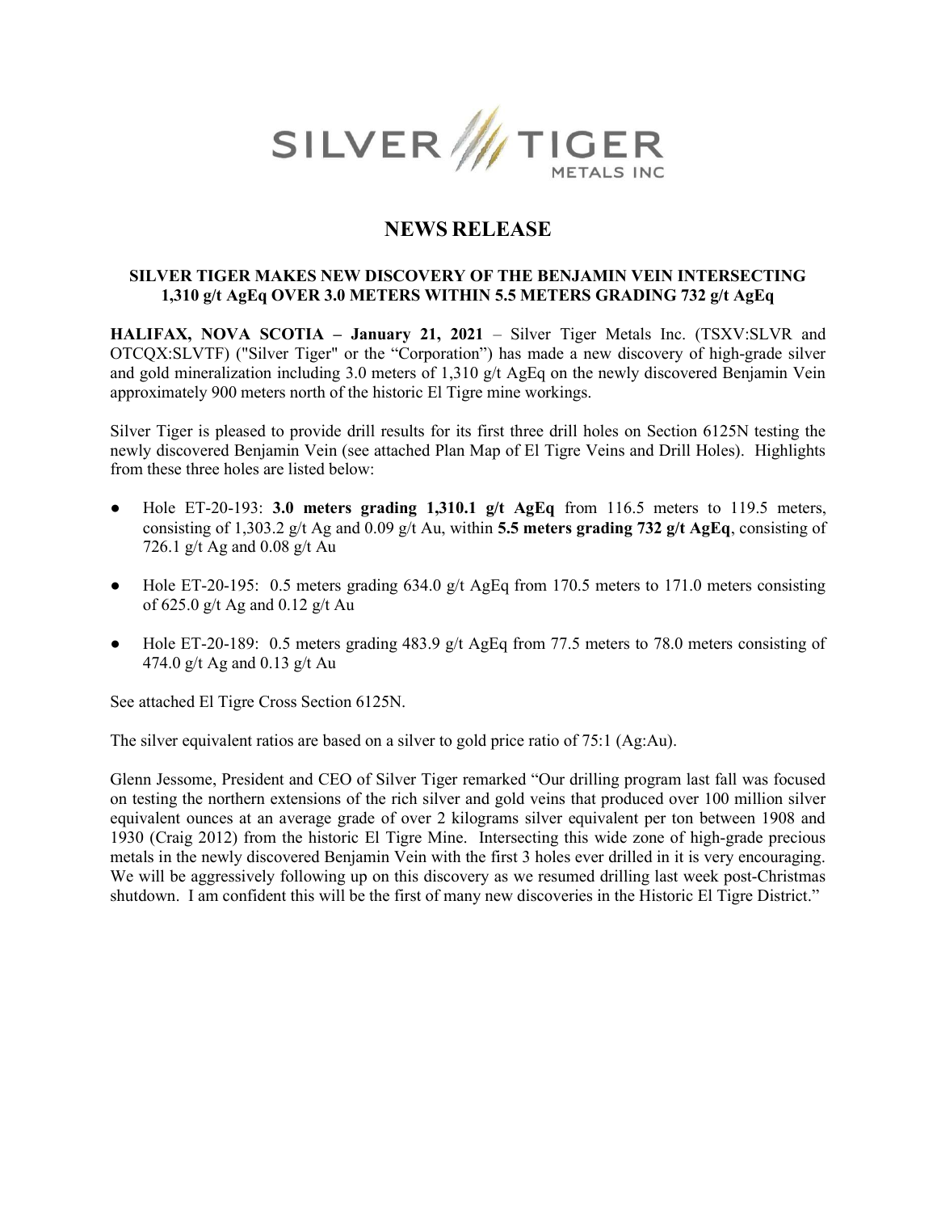# NEWS RELEASE

## SILVER TIGER MAKES NEW DISCOVERY OF THE BENJAMIN VEIN INTERSECTING 1,310 g/t AgEq OVER 3.0 METERS WITHIN 5.5 METERS GRADING 732 g/t AgEq

**HALIFAX, NOVA SCOTIA – January 21, 2021** – Silver Tiger Metals Inc. (TSXV:SLVR and OTCQX:SLVTF) ("Silver Tiger" or the "Corporation") has made a new discovery of high-grade silver and gold mineralization including 3.0 meters of 1,310 g/t AgEq on the newly discovered Benjamin Vein approximately 900 meters north of the historic El Tigre mine workings.

Silver Tiger is pleased to provide drill results for its first three drill holes on Section 6125N testing the newly discovered Benjamin Vein (see attached Plan Map of El Tigre Veins and Drill Holes). Highlights from these three holes are listed below:

- Hole ET-20-193: **3.0 meters grading 1,310.1 g/t AgEq** from 116.5 meters to 119.5 meters, consisting of 1,303.2 g/t Ag and 0.09 g/t Au, within **5.5 meters grading 732 g/t AgEq**, consisting of 726.1 g/t Ag and 0.08 g/t Au
- Hole ET-20-195: 0.5 meters grading 634.0 g/t AgEq from 170.5 meters to 171.0 meters consisting of 625.0 g/t Ag and 0.12 g/t Au
- Hole ET-20-189: 0.5 meters grading 483.9 g/t AgEq from 77.5 meters to 78.0 meters consisting of 474.0 g/t Ag and 0.13 g/t Au

See attached El Tigre Cross Section 6125N.

The silver equivalent ratios are based on a silver to gold price ratio of 75:1 (Ag:Au).

Glenn Jessome, President and CEO of Silver Tiger remarked "Our drilling program last fall was focused on testing the northern extensions of the rich silver and gold veins that produced over 100 million silver equivalent ounces at an average grade of over 2 kilograms silver equivalent per ton between 1908 and 1930 (Craig 2012) from the historic El Tigre Mine. Intersecting this wide zone of high-grade precious metals in the newly discovered Benjamin Vein with the first 3 holes ever drilled in it is very encouraging. We will be aggressively following up on this discovery as we resumed drilling last week post-Christmas shutdown. I am confident this will be the first of many new discoveries in the Historic El Tigre District."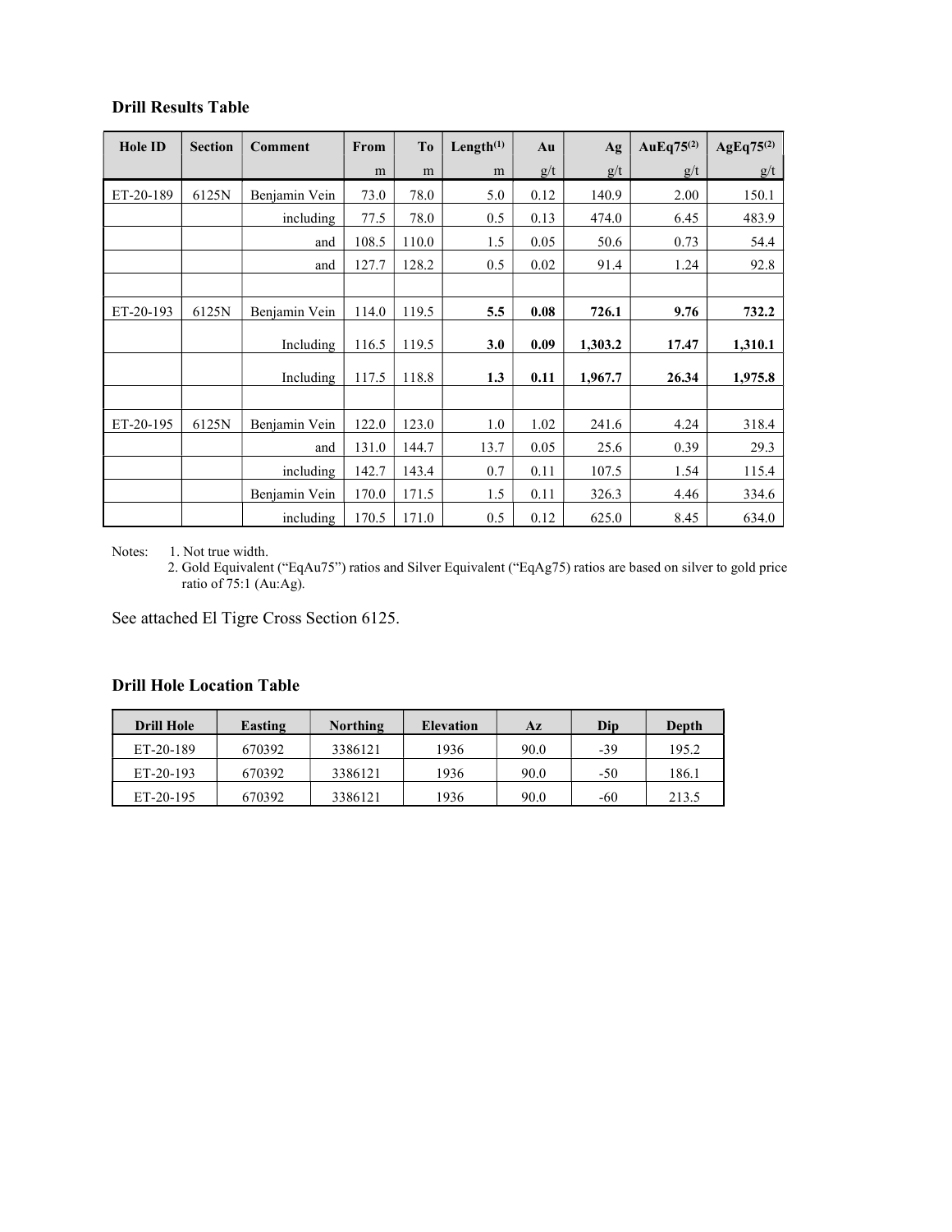### Drill Results Table

| Hole ID | Section | Comment | From | To | Length(1) | Au | Ag | AuEq75(2) | AgEq75(2) |
|---|---|---|---|---|---|---|---|---|---|
| | | | m | m | m | g/t | g/t | g/t | g/t |
| ET-20-189 | 6125N | Benjamin Vein | 73.0 | 78.0 | 5.0 | 0.12 | 140.9 | 2.00 | 150.1 |
| | | including | 77.5 | 78.0 | 0.5 | 0.13 | 474.0 | 6.45 | 483.9 |
| | | and | 108.5 | 110.0 | 1.5 | 0.05 | 50.6 | 0.73 | 54.4 |
| | | and | 127.7 | 128.2 | 0.5 | 0.02 | 91.4 | 1.24 | 92.8 |
| | | | | | | | | | |
| ET-20-193 | 6125N | Benjamin Vein | 114.0 | 119.5 | **5.5** | **0.08** | **726.1** | **9.76** | **732.2** |
| | | Including | 116.5 | 119.5 | **3.0** | **0.09** | **1,303.2** | **17.47** | **1,310.1** |
| | | Including | 117.5 | 118.8 | **1.3** | **0.11** | **1,967.7** | **26.34** | **1,975.8** |
| | | | | | | | | | |
| ET-20-195 | 6125N | Benjamin Vein | 122.0 | 123.0 | 1.0 | 1.02 | 241.6 | 4.24 | 318.4 |
| | | and | 131.0 | 144.7 | 13.7 | 0.05 | 25.6 | 0.39 | 29.3 |
| | | including | 142.7 | 143.4 | 0.7 | 0.11 | 107.5 | 1.54 | 115.4 |
| | | Benjamin Vein | 170.0 | 171.5 | 1.5 | 0.11 | 326.3 | 4.46 | 334.6 |
| | | including | 170.5 | 171.0 | 0.5 | 0.12 | 625.0 | 8.45 | 634.0 |

Notes: 1. Not true width.
2. Gold Equivalent ("EqAu75") ratios and Silver Equivalent ("EqAg75) ratios are based on silver to gold price ratio of 75:1 (Au:Ag).

See attached El Tigre Cross Section 6125.

### Drill Hole Location Table

| Drill Hole | Easting | Northing | Elevation | Az | Dip | Depth |
|---|---|---|---|---|---|---|
| ET-20-189 | 670392 | 3386121 | 1936 | 90.0 | -39 | 195.2 |
| ET-20-193 | 670392 | 3386121 | 1936 | 90.0 | -50 | 186.1 |
| ET-20-195 | 670392 | 3386121 | 1936 | 90.0 | -60 | 213.5 |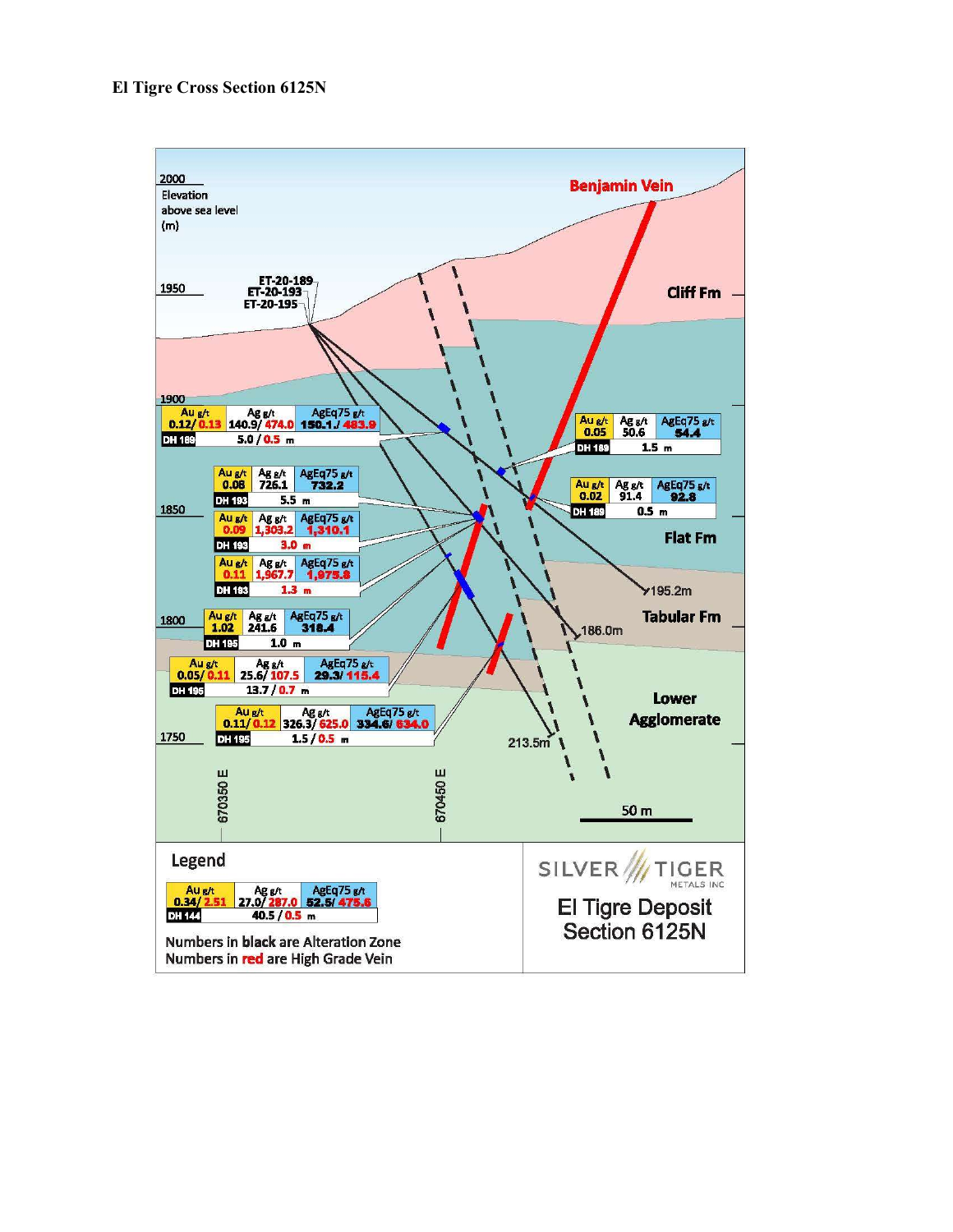**El Tigre Cross Section 6125N**

2000 Elevation above sea level (m)

1950

1900

1850

1800

1750

ET-20-189
ET-20-193
ET-20-195

Benjamin Vein

Cliff Fm

Flat Fm

Tabular Fm

Lower Agglomerate

195.2m

186.0m

213.5m

670350 E

670450 E

50 m

| Hole | Au g/t | Ag g/t | AgEq75 g/t | Width (m) |
|---|---|---|---|---|
| DH 189 | 0.12/ 0.13 | 140.9/ 474.0 | 150.1/ 483.9 | 5.0 / 0.5 |
| DH 189 | 0.05 | 50.6 | 54.4 | 1.5 |
| DH 189 | 0.02 | 91.4 | 92.8 | 0.5 |
| DH 193 | 0.08 | 726.1 | 732.2 | 5.5 |
| DH 193 | 0.09 | 1,303.2 | 1,310.1 | 3.0 |
| DH 193 | 0.11 | 1,967.7 | 1,975.8 | 1.3 |
| DH 195 | 1.02 | 241.6 | 318.4 | 1.0 |
| DH 195 | 0.05/ 0.11 | 25.6/ 107.5 | 29.3/ 115.4 | 13.7 / 0.7 |
| DH 195 | 0.11/ 0.12 | 326.3/ 625.0 | 334.6/ 634.0 | 1.5 / 0.5 |

**Legend**

| Hole | Au g/t | Ag g/t | AgEq75 g/t | Width (m) |
|---|---|---|---|---|
| DH 144 | 0.34/ 2.51 | 27.0/ 287.0 | 52.5/ 475.6 | 40.5 / 0.5 |

Numbers in black are Alteration Zone
Numbers in red are High Grade Vein

SILVER TIGER METALS INC

El Tigre Deposit
Section 6125N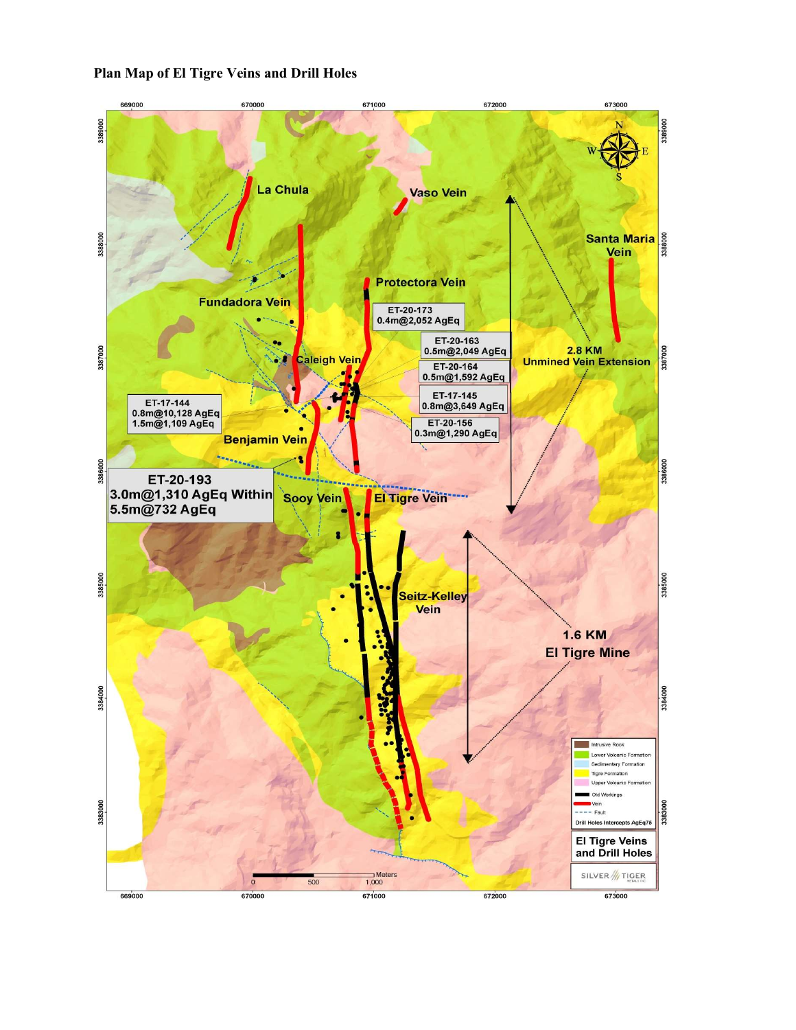**Plan Map of El Tigre Veins and Drill Holes**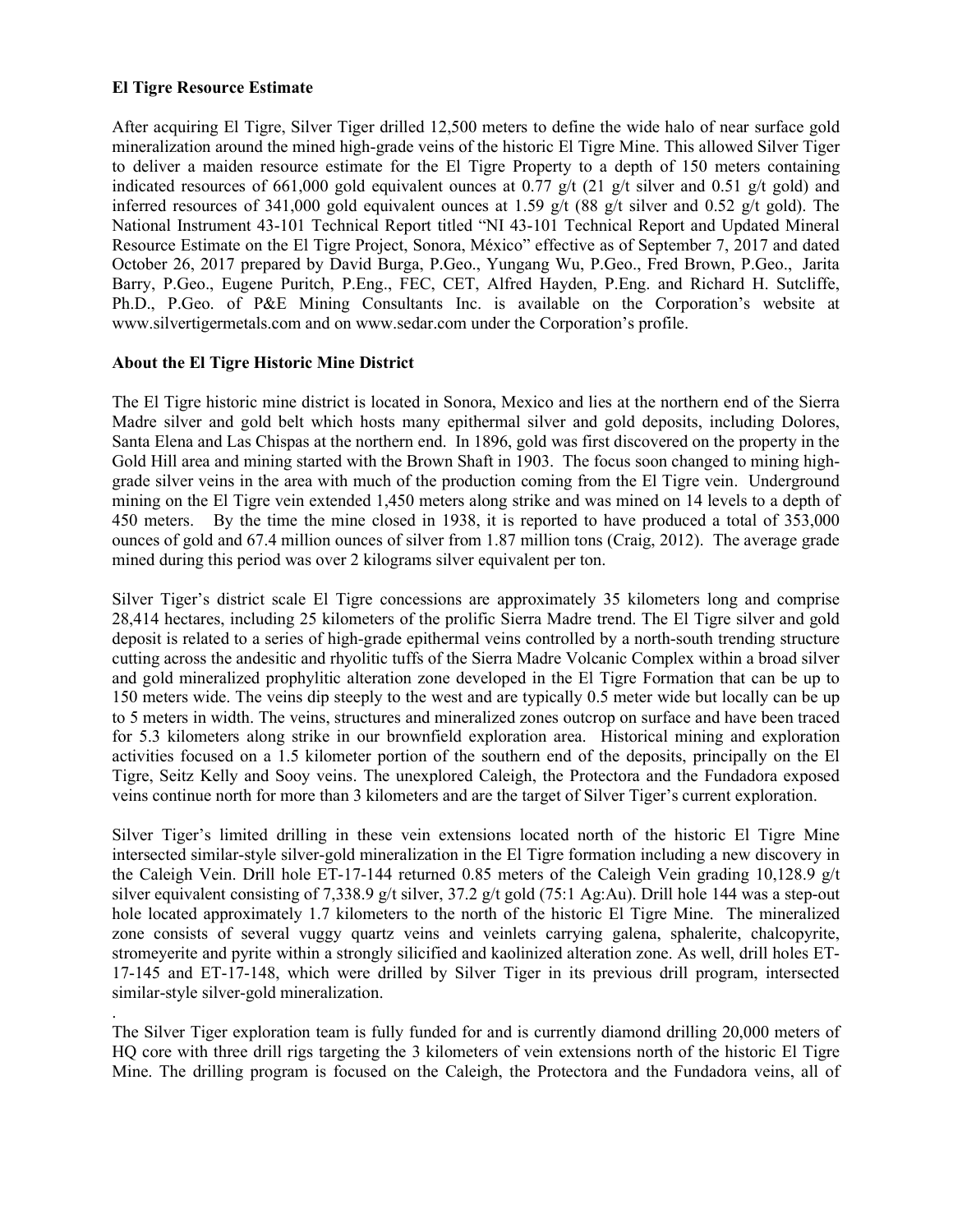**El Tigre Resource Estimate**

After acquiring El Tigre, Silver Tiger drilled 12,500 meters to define the wide halo of near surface gold mineralization around the mined high-grade veins of the historic El Tigre Mine. This allowed Silver Tiger to deliver a maiden resource estimate for the El Tigre Property to a depth of 150 meters containing indicated resources of 661,000 gold equivalent ounces at 0.77 g/t (21 g/t silver and 0.51 g/t gold) and inferred resources of 341,000 gold equivalent ounces at 1.59 g/t (88 g/t silver and 0.52 g/t gold). The National Instrument 43-101 Technical Report titled "NI 43-101 Technical Report and Updated Mineral Resource Estimate on the El Tigre Project, Sonora, México" effective as of September 7, 2017 and dated October 26, 2017 prepared by David Burga, P.Geo., Yungang Wu, P.Geo., Fred Brown, P.Geo., Jarita Barry, P.Geo., Eugene Puritch, P.Eng., FEC, CET, Alfred Hayden, P.Eng. and Richard H. Sutcliffe, Ph.D., P.Geo. of P&E Mining Consultants Inc. is available on the Corporation's website at www.silvertigermetals.com and on www.sedar.com under the Corporation's profile.

**About the El Tigre Historic Mine District**

The El Tigre historic mine district is located in Sonora, Mexico and lies at the northern end of the Sierra Madre silver and gold belt which hosts many epithermal silver and gold deposits, including Dolores, Santa Elena and Las Chispas at the northern end. In 1896, gold was first discovered on the property in the Gold Hill area and mining started with the Brown Shaft in 1903. The focus soon changed to mining high-grade silver veins in the area with much of the production coming from the El Tigre vein. Underground mining on the El Tigre vein extended 1,450 meters along strike and was mined on 14 levels to a depth of 450 meters. By the time the mine closed in 1938, it is reported to have produced a total of 353,000 ounces of gold and 67.4 million ounces of silver from 1.87 million tons (Craig, 2012). The average grade mined during this period was over 2 kilograms silver equivalent per ton.

Silver Tiger's district scale El Tigre concessions are approximately 35 kilometers long and comprise 28,414 hectares, including 25 kilometers of the prolific Sierra Madre trend. The El Tigre silver and gold deposit is related to a series of high-grade epithermal veins controlled by a north-south trending structure cutting across the andesitic and rhyolitic tuffs of the Sierra Madre Volcanic Complex within a broad silver and gold mineralized prophylitic alteration zone developed in the El Tigre Formation that can be up to 150 meters wide. The veins dip steeply to the west and are typically 0.5 meter wide but locally can be up to 5 meters in width. The veins, structures and mineralized zones outcrop on surface and have been traced for 5.3 kilometers along strike in our brownfield exploration area. Historical mining and exploration activities focused on a 1.5 kilometer portion of the southern end of the deposits, principally on the El Tigre, Seitz Kelly and Sooy veins. The unexplored Caleigh, the Protectora and the Fundadora exposed veins continue north for more than 3 kilometers and are the target of Silver Tiger's current exploration.

Silver Tiger's limited drilling in these vein extensions located north of the historic El Tigre Mine intersected similar-style silver-gold mineralization in the El Tigre formation including a new discovery in the Caleigh Vein. Drill hole ET-17-144 returned 0.85 meters of the Caleigh Vein grading 10,128.9 g/t silver equivalent consisting of 7,338.9 g/t silver, 37.2 g/t gold (75:1 Ag:Au). Drill hole 144 was a step-out hole located approximately 1.7 kilometers to the north of the historic El Tigre Mine. The mineralized zone consists of several vuggy quartz veins and veinlets carrying galena, sphalerite, chalcopyrite, stromeyerite and pyrite within a strongly silicified and kaolinized alteration zone. As well, drill holes ET-17-145 and ET-17-148, which were drilled by Silver Tiger in its previous drill program, intersected similar-style silver-gold mineralization.

.
The Silver Tiger exploration team is fully funded for and is currently diamond drilling 20,000 meters of HQ core with three drill rigs targeting the 3 kilometers of vein extensions north of the historic El Tigre Mine. The drilling program is focused on the Caleigh, the Protectora and the Fundadora veins, all of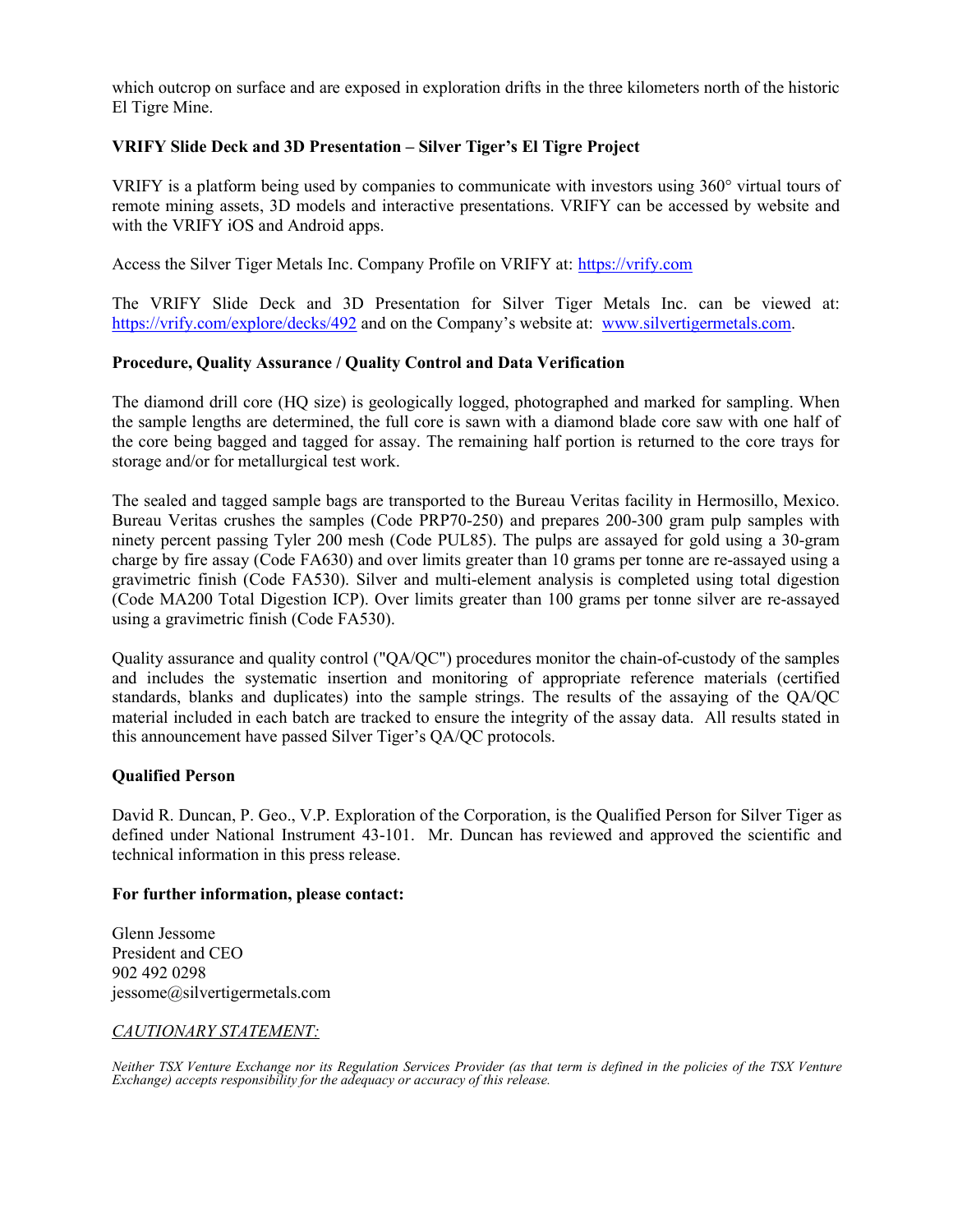which outcrop on surface and are exposed in exploration drifts in the three kilometers north of the historic El Tigre Mine.

**VRIFY Slide Deck and 3D Presentation – Silver Tiger's El Tigre Project**

VRIFY is a platform being used by companies to communicate with investors using 360° virtual tours of remote mining assets, 3D models and interactive presentations. VRIFY can be accessed by website and with the VRIFY iOS and Android apps.

Access the Silver Tiger Metals Inc. Company Profile on VRIFY at: [https://vrify.com](https://vrify.com)

The VRIFY Slide Deck and 3D Presentation for Silver Tiger Metals Inc. can be viewed at: [https://vrify.com/explore/decks/492](https://vrify.com/explore/decks/492) and on the Company's website at: [www.silvertigermetals.com](www.silvertigermetals.com).

**Procedure, Quality Assurance / Quality Control and Data Verification**

The diamond drill core (HQ size) is geologically logged, photographed and marked for sampling. When the sample lengths are determined, the full core is sawn with a diamond blade core saw with one half of the core being bagged and tagged for assay. The remaining half portion is returned to the core trays for storage and/or for metallurgical test work.

The sealed and tagged sample bags are transported to the Bureau Veritas facility in Hermosillo, Mexico. Bureau Veritas crushes the samples (Code PRP70-250) and prepares 200-300 gram pulp samples with ninety percent passing Tyler 200 mesh (Code PUL85). The pulps are assayed for gold using a 30-gram charge by fire assay (Code FA630) and over limits greater than 10 grams per tonne are re-assayed using a gravimetric finish (Code FA530). Silver and multi-element analysis is completed using total digestion (Code MA200 Total Digestion ICP). Over limits greater than 100 grams per tonne silver are re-assayed using a gravimetric finish (Code FA530).

Quality assurance and quality control ("QA/QC") procedures monitor the chain-of-custody of the samples and includes the systematic insertion and monitoring of appropriate reference materials (certified standards, blanks and duplicates) into the sample strings. The results of the assaying of the QA/QC material included in each batch are tracked to ensure the integrity of the assay data. All results stated in this announcement have passed Silver Tiger's QA/QC protocols.

**Qualified Person**

David R. Duncan, P. Geo., V.P. Exploration of the Corporation, is the Qualified Person for Silver Tiger as defined under National Instrument 43-101. Mr. Duncan has reviewed and approved the scientific and technical information in this press release.

**For further information, please contact:**

Glenn Jessome
President and CEO
902 492 0298
jessome@silvertigermetals.com

*CAUTIONARY STATEMENT:*

*Neither TSX Venture Exchange nor its Regulation Services Provider (as that term is defined in the policies of the TSX Venture Exchange) accepts responsibility for the adequacy or accuracy of this release.*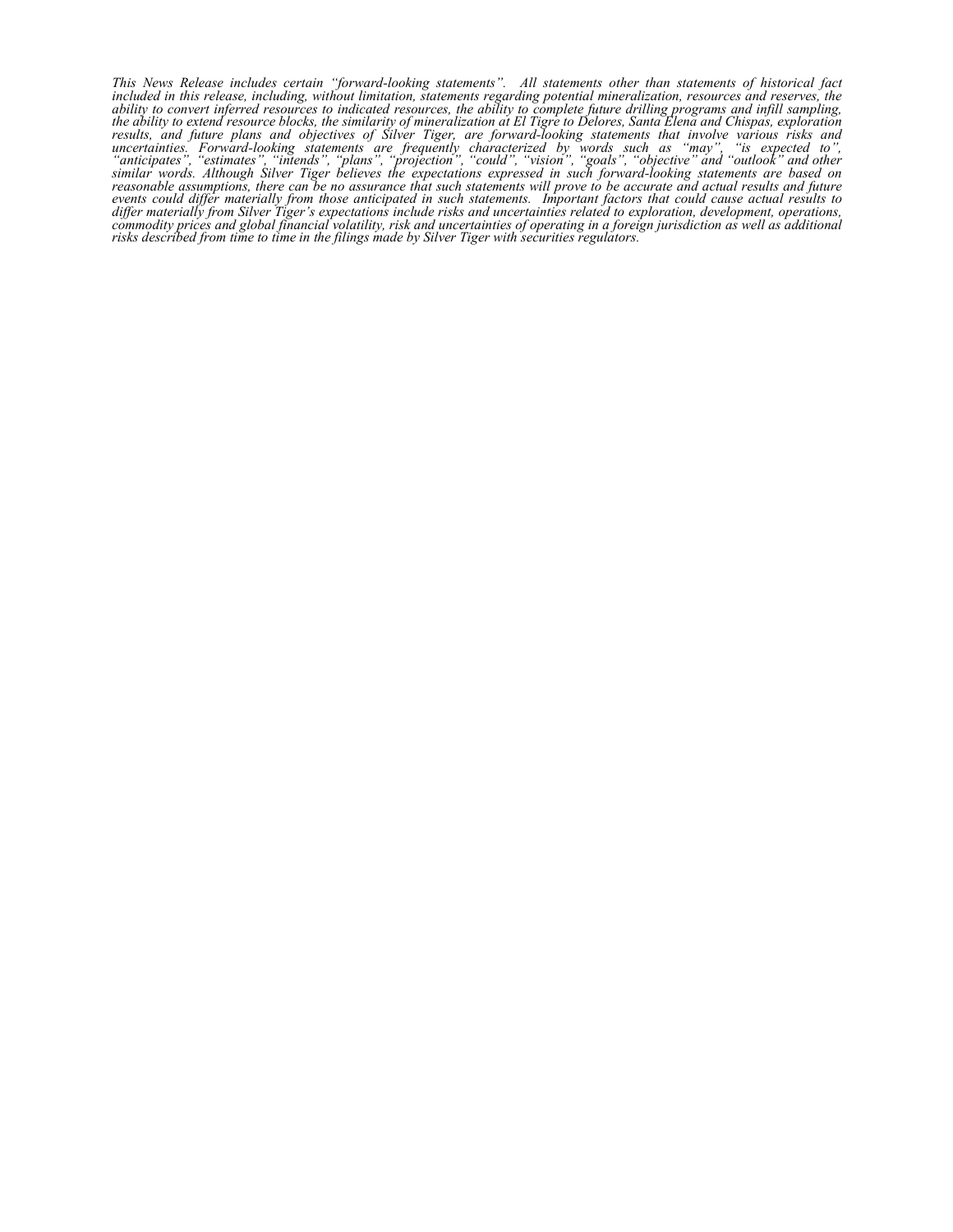*This News Release includes certain "forward-looking statements". All statements other than statements of historical fact included in this release, including, without limitation, statements regarding potential mineralization, resources and reserves, the ability to convert inferred resources to indicated resources, the ability to complete future drilling programs and infill sampling, the ability to extend resource blocks, the similarity of mineralization at El Tigre to Delores, Santa Elena and Chispas, exploration results, and future plans and objectives of Silver Tiger, are forward-looking statements that involve various risks and uncertainties. Forward-looking statements are frequently characterized by words such as "may", "is expected to", "anticipates", "estimates", "intends", "plans", "projection", "could", "vision", "goals", "objective" and "outlook" and other similar words. Although Silver Tiger believes the expectations expressed in such forward-looking statements are based on reasonable assumptions, there can be no assurance that such statements will prove to be accurate and actual results and future events could differ materially from those anticipated in such statements. Important factors that could cause actual results to differ materially from Silver Tiger's expectations include risks and uncertainties related to exploration, development, operations, commodity prices and global financial volatility, risk and uncertainties of operating in a foreign jurisdiction as well as additional risks described from time to time in the filings made by Silver Tiger with securities regulators.*